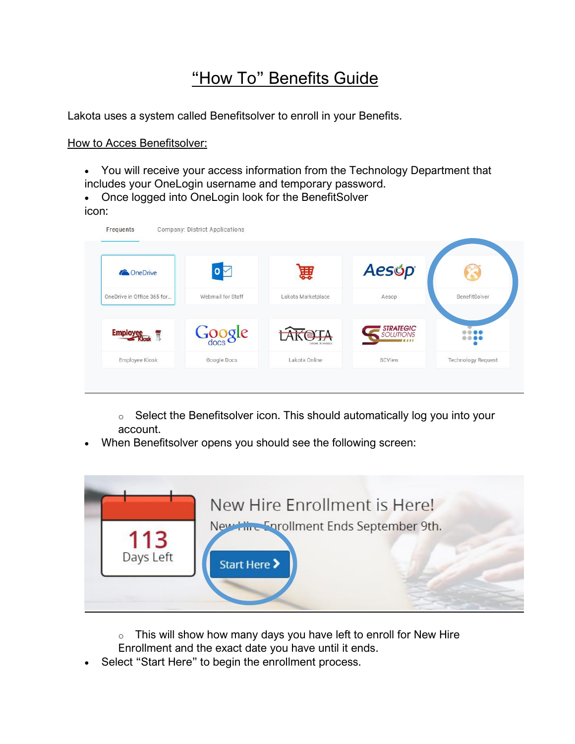# "How To" Benefits Guide

Lakota uses a system called Benefitsolver to enroll in your Benefits.

How to Acces Benefitsolver:

- You will receive your access information from the Technology Department that includes your OneLogin username and temporary password.
- Once logged into OneLogin look for the BenefitSolver icon:
    - Select the Benefitsolver icon. This should automatically log you into your account.
- When Benefitsolver opens you should see the following screen:
    - This will show how many days you have left to enroll for New Hire Enrollment and the exact date you have until it ends.
- Select "Start Here" to begin the enrollment process.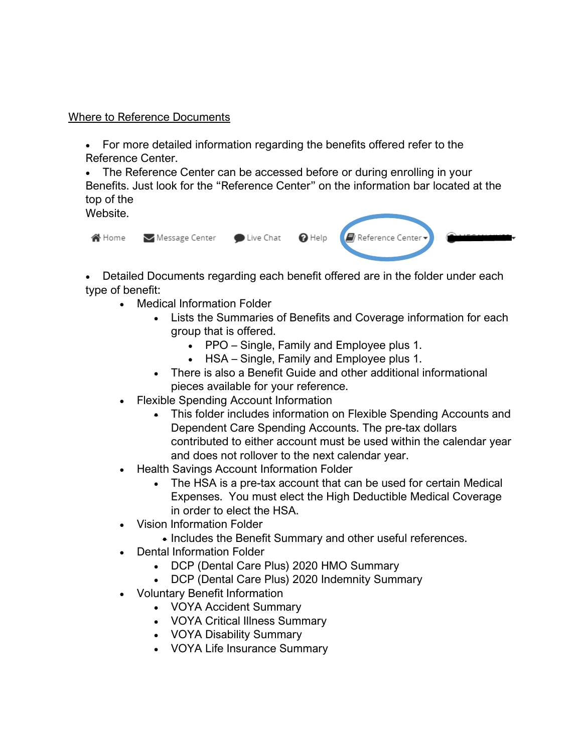Where to Reference Documents

- For more detailed information regarding the benefits offered refer to the Reference Center.
- The Reference Center can be accessed before or during enrolling in your Benefits. Just look for the "Reference Center" on the information bar located at the top of the Website.

Home Message Center Live Chat Help Reference Center

- Detailed Documents regarding each benefit offered are in the folder under each type of benefit:
  - Medical Information Folder
    - Lists the Summaries of Benefits and Coverage information for each group that is offered.
      - PPO – Single, Family and Employee plus 1.
      - HSA – Single, Family and Employee plus 1.
    - There is also a Benefit Guide and other additional informational pieces available for your reference.
  - Flexible Spending Account Information
    - This folder includes information on Flexible Spending Accounts and Dependent Care Spending Accounts. The pre-tax dollars contributed to either account must be used within the calendar year and does not rollover to the next calendar year.
  - Health Savings Account Information Folder
    - The HSA is a pre-tax account that can be used for certain Medical Expenses. You must elect the High Deductible Medical Coverage in order to elect the HSA.
  - Vision Information Folder
    - Includes the Benefit Summary and other useful references.
  - Dental Information Folder
    - DCP (Dental Care Plus) 2020 HMO Summary
    - DCP (Dental Care Plus) 2020 Indemnity Summary
  - Voluntary Benefit Information
    - VOYA Accident Summary
    - VOYA Critical Illness Summary
    - VOYA Disability Summary
    - VOYA Life Insurance Summary